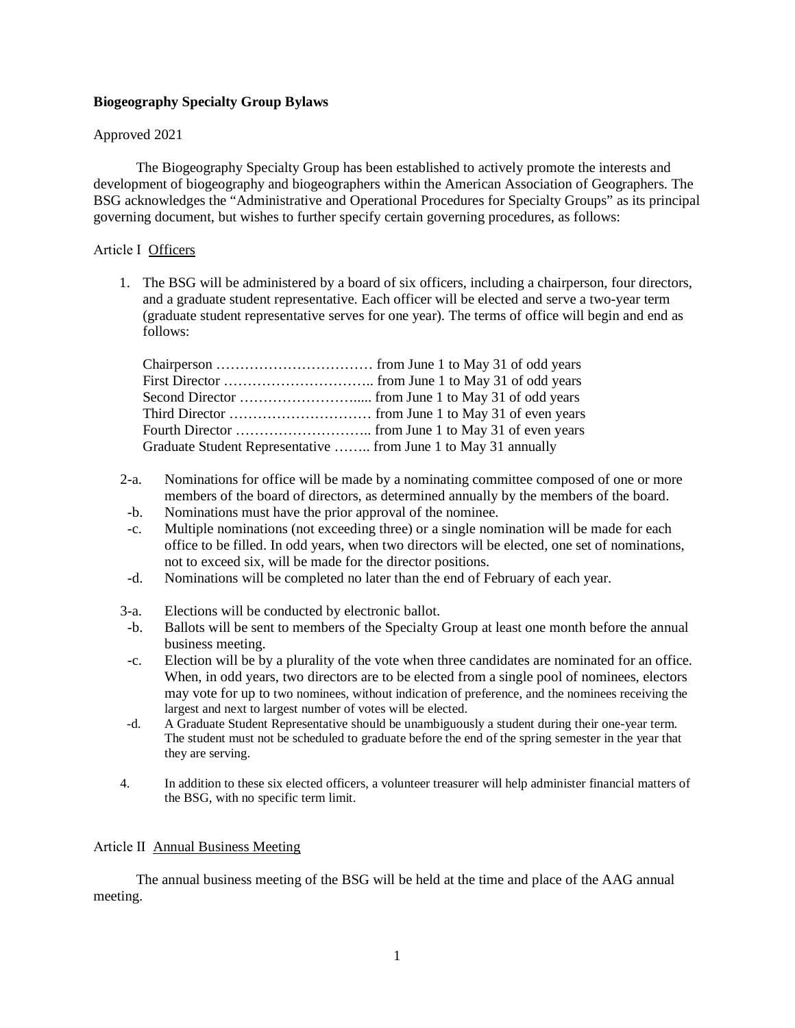**Biogeography Specialty Group Bylaws**

Approved 2021

The Biogeography Specialty Group has been established to actively promote the interests and development of biogeography and biogeographers within the American Association of Geographers. The BSG acknowledges the "Administrative and Operational Procedures for Specialty Groups" as its principal governing document, but wishes to further specify certain governing procedures, as follows:

Article I Officers

1. The BSG will be administered by a board of six officers, including a chairperson, four directors, and a graduate student representative. Each officer will be elected and serve a two-year term (graduate student representative serves for one year). The terms of office will begin and end as follows:

   Chairperson …………………………… from June 1 to May 31 of odd years
   First Director ………………………….. from June 1 to May 31 of odd years
   Second Director ……………………..... from June 1 to May 31 of odd years
   Third Director ………………………… from June 1 to May 31 of even years
   Fourth Director ……………………….. from June 1 to May 31 of even years
   Graduate Student Representative …….. from June 1 to May 31 annually

2-a. Nominations for office will be made by a nominating committee composed of one or more members of the board of directors, as determined annually by the members of the board.
 -b. Nominations must have the prior approval of the nominee.
 -c. Multiple nominations (not exceeding three) or a single nomination will be made for each office to be filled. In odd years, when two directors will be elected, one set of nominations, not to exceed six, will be made for the director positions.
 -d. Nominations will be completed no later than the end of February of each year.

3-a. Elections will be conducted by electronic ballot.
 -b. Ballots will be sent to members of the Specialty Group at least one month before the annual business meeting.
 -c. Election will be by a plurality of the vote when three candidates are nominated for an office. When, in odd years, two directors are to be elected from a single pool of nominees, electors may vote for up to two nominees, without indication of preference, and the nominees receiving the largest and next to largest number of votes will be elected.
 -d. A Graduate Student Representative should be unambiguously a student during their one-year term. The student must not be scheduled to graduate before the end of the spring semester in the year that they are serving.

4. In addition to these six elected officers, a volunteer treasurer will help administer financial matters of the BSG, with no specific term limit.

Article II Annual Business Meeting

The annual business meeting of the BSG will be held at the time and place of the AAG annual meeting.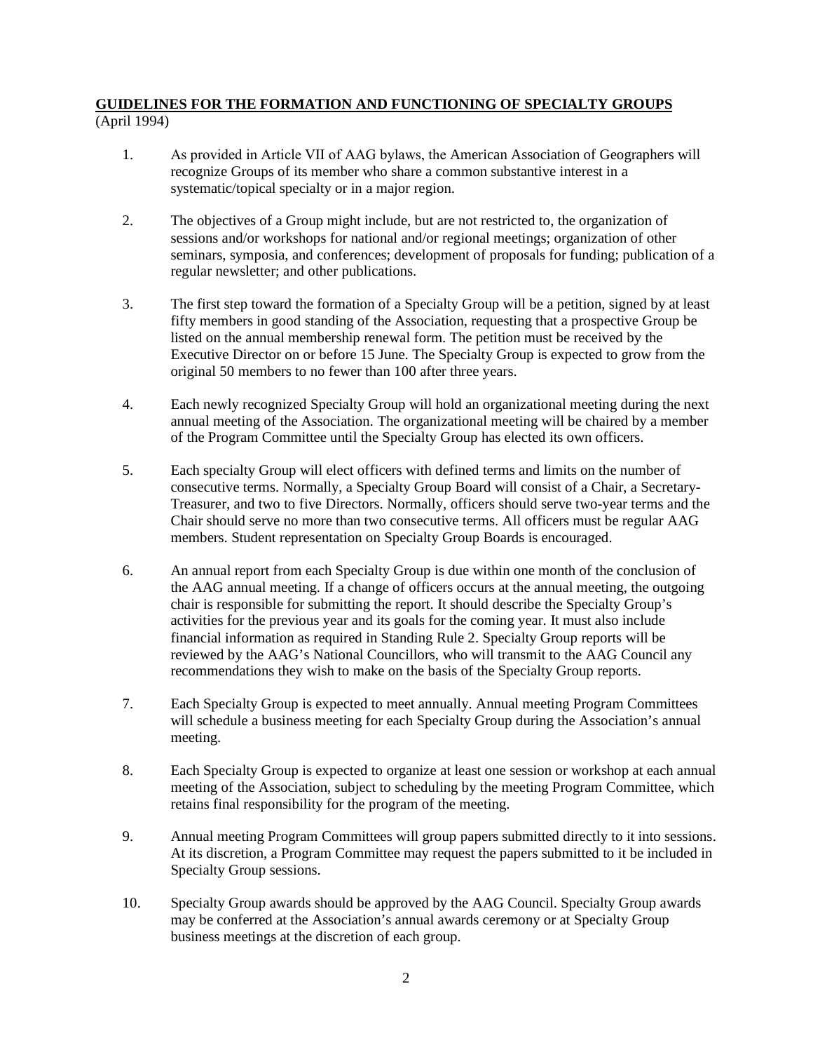**GUIDELINES FOR THE FORMATION AND FUNCTIONING OF SPECIALTY GROUPS**
(April 1994)

1. As provided in Article VII of AAG bylaws, the American Association of Geographers will recognize Groups of its member who share a common substantive interest in a systematic/topical specialty or in a major region.

2. The objectives of a Group might include, but are not restricted to, the organization of sessions and/or workshops for national and/or regional meetings; organization of other seminars, symposia, and conferences; development of proposals for funding; publication of a regular newsletter; and other publications.

3. The first step toward the formation of a Specialty Group will be a petition, signed by at least fifty members in good standing of the Association, requesting that a prospective Group be listed on the annual membership renewal form. The petition must be received by the Executive Director on or before 15 June. The Specialty Group is expected to grow from the original 50 members to no fewer than 100 after three years.

4. Each newly recognized Specialty Group will hold an organizational meeting during the next annual meeting of the Association. The organizational meeting will be chaired by a member of the Program Committee until the Specialty Group has elected its own officers.

5. Each specialty Group will elect officers with defined terms and limits on the number of consecutive terms. Normally, a Specialty Group Board will consist of a Chair, a Secretary-Treasurer, and two to five Directors. Normally, officers should serve two-year terms and the Chair should serve no more than two consecutive terms. All officers must be regular AAG members. Student representation on Specialty Group Boards is encouraged.

6. An annual report from each Specialty Group is due within one month of the conclusion of the AAG annual meeting. If a change of officers occurs at the annual meeting, the outgoing chair is responsible for submitting the report. It should describe the Specialty Group's activities for the previous year and its goals for the coming year. It must also include financial information as required in Standing Rule 2. Specialty Group reports will be reviewed by the AAG's National Councillors, who will transmit to the AAG Council any recommendations they wish to make on the basis of the Specialty Group reports.

7. Each Specialty Group is expected to meet annually. Annual meeting Program Committees will schedule a business meeting for each Specialty Group during the Association's annual meeting.

8. Each Specialty Group is expected to organize at least one session or workshop at each annual meeting of the Association, subject to scheduling by the meeting Program Committee, which retains final responsibility for the program of the meeting.

9. Annual meeting Program Committees will group papers submitted directly to it into sessions. At its discretion, a Program Committee may request the papers submitted to it be included in Specialty Group sessions.

10. Specialty Group awards should be approved by the AAG Council. Specialty Group awards may be conferred at the Association's annual awards ceremony or at Specialty Group business meetings at the discretion of each group.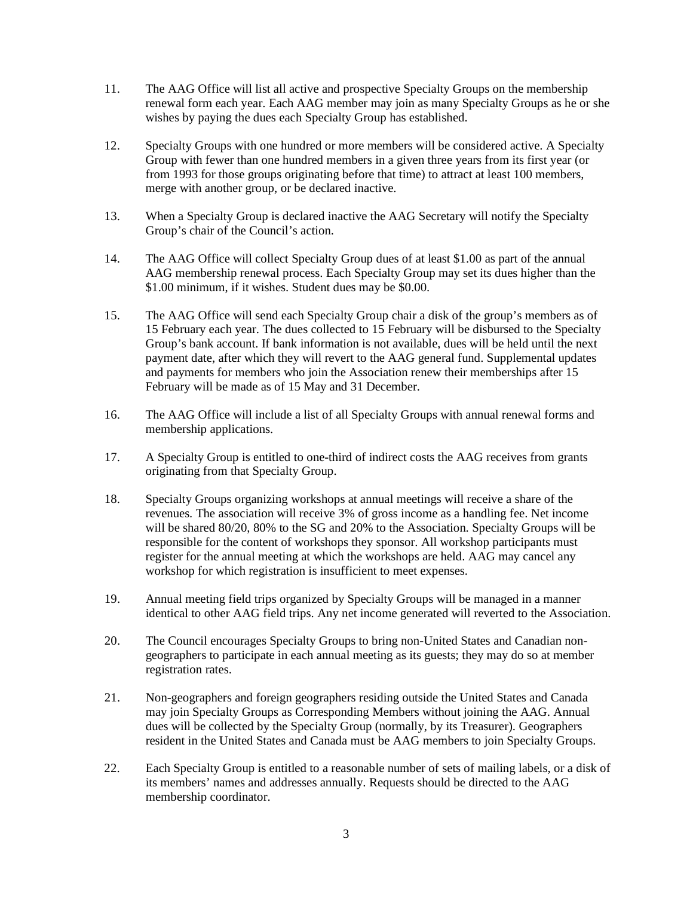11. The AAG Office will list all active and prospective Specialty Groups on the membership renewal form each year. Each AAG member may join as many Specialty Groups as he or she wishes by paying the dues each Specialty Group has established.

12. Specialty Groups with one hundred or more members will be considered active. A Specialty Group with fewer than one hundred members in a given three years from its first year (or from 1993 for those groups originating before that time) to attract at least 100 members, merge with another group, or be declared inactive.

13. When a Specialty Group is declared inactive the AAG Secretary will notify the Specialty Group's chair of the Council's action.

14. The AAG Office will collect Specialty Group dues of at least $1.00 as part of the annual AAG membership renewal process. Each Specialty Group may set its dues higher than the $1.00 minimum, if it wishes. Student dues may be $0.00.

15. The AAG Office will send each Specialty Group chair a disk of the group's members as of 15 February each year. The dues collected to 15 February will be disbursed to the Specialty Group's bank account. If bank information is not available, dues will be held until the next payment date, after which they will revert to the AAG general fund. Supplemental updates and payments for members who join the Association renew their memberships after 15 February will be made as of 15 May and 31 December.

16. The AAG Office will include a list of all Specialty Groups with annual renewal forms and membership applications.

17. A Specialty Group is entitled to one-third of indirect costs the AAG receives from grants originating from that Specialty Group.

18. Specialty Groups organizing workshops at annual meetings will receive a share of the revenues. The association will receive 3% of gross income as a handling fee. Net income will be shared 80/20, 80% to the SG and 20% to the Association. Specialty Groups will be responsible for the content of workshops they sponsor. All workshop participants must register for the annual meeting at which the workshops are held. AAG may cancel any workshop for which registration is insufficient to meet expenses.

19. Annual meeting field trips organized by Specialty Groups will be managed in a manner identical to other AAG field trips. Any net income generated will reverted to the Association.

20. The Council encourages Specialty Groups to bring non-United States and Canadian non-geographers to participate in each annual meeting as its guests; they may do so at member registration rates.

21. Non-geographers and foreign geographers residing outside the United States and Canada may join Specialty Groups as Corresponding Members without joining the AAG. Annual dues will be collected by the Specialty Group (normally, by its Treasurer). Geographers resident in the United States and Canada must be AAG members to join Specialty Groups.

22. Each Specialty Group is entitled to a reasonable number of sets of mailing labels, or a disk of its members' names and addresses annually. Requests should be directed to the AAG membership coordinator.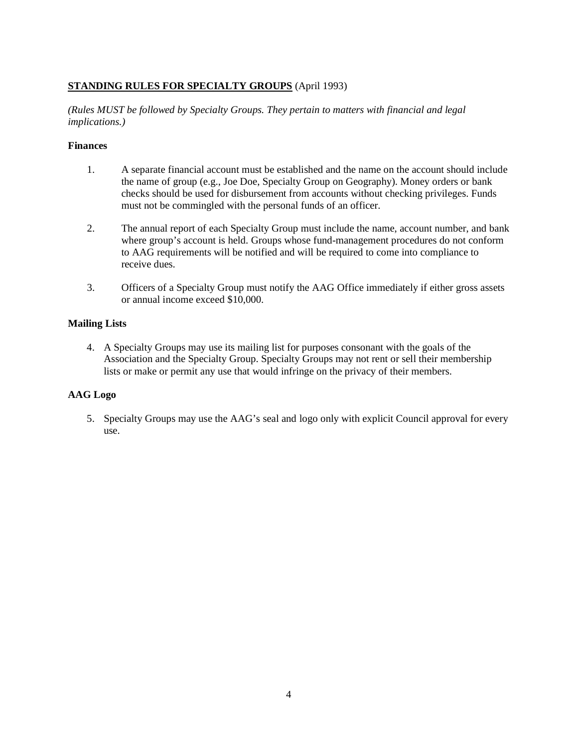**STANDING RULES FOR SPECIALTY GROUPS** (April 1993)

*(Rules MUST be followed by Specialty Groups. They pertain to matters with financial and legal implications.)*

**Finances**

1. A separate financial account must be established and the name on the account should include the name of group (e.g., Joe Doe, Specialty Group on Geography). Money orders or bank checks should be used for disbursement from accounts without checking privileges. Funds must not be commingled with the personal funds of an officer.

2. The annual report of each Specialty Group must include the name, account number, and bank where group's account is held. Groups whose fund-management procedures do not conform to AAG requirements will be notified and will be required to come into compliance to receive dues.

3. Officers of a Specialty Group must notify the AAG Office immediately if either gross assets or annual income exceed $10,000.

**Mailing Lists**

4. A Specialty Groups may use its mailing list for purposes consonant with the goals of the Association and the Specialty Group. Specialty Groups may not rent or sell their membership lists or make or permit any use that would infringe on the privacy of their members.

**AAG Logo**

5. Specialty Groups may use the AAG's seal and logo only with explicit Council approval for every use.